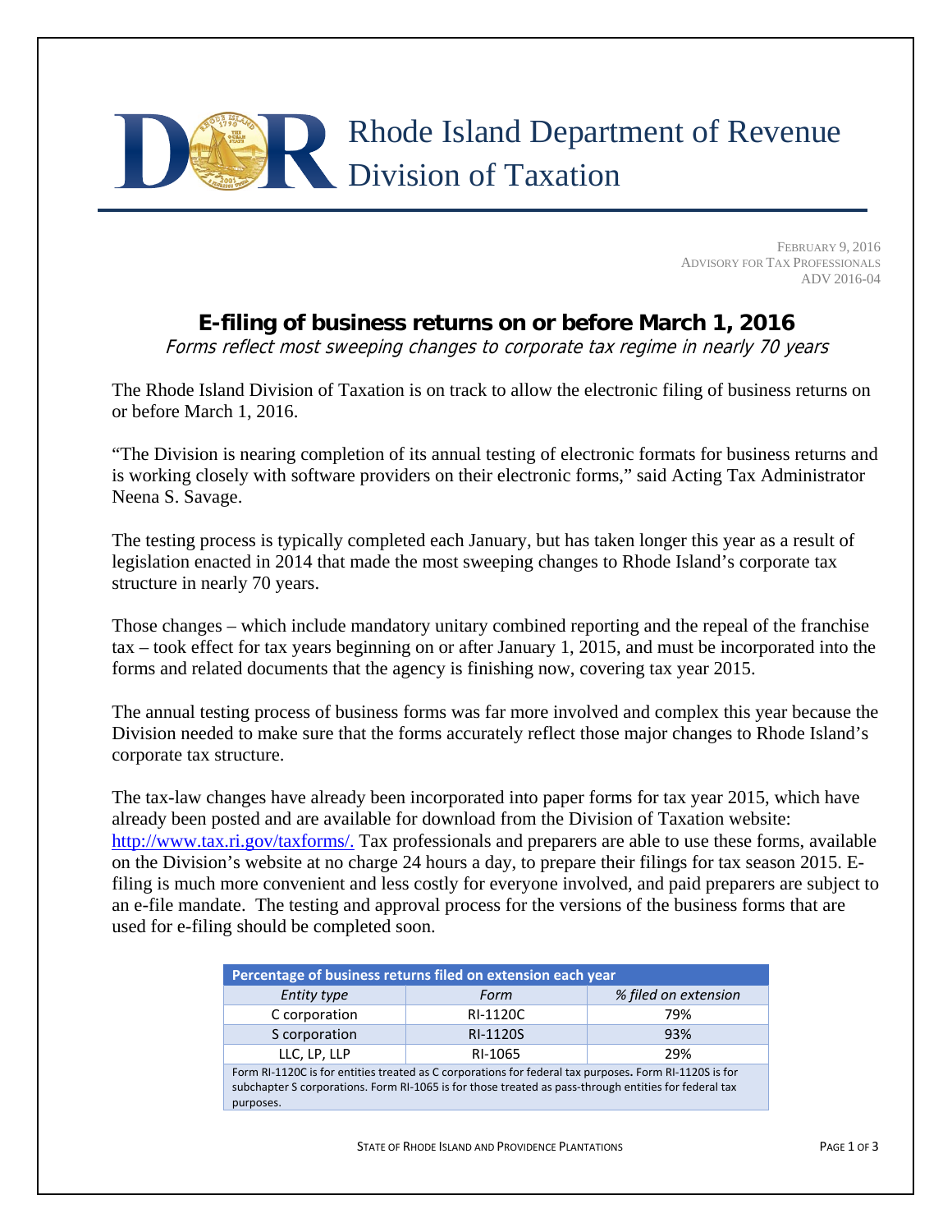Rhode Island Department of Revenue
Division of Taxation

FEBRUARY 9, 2016
ADVISORY FOR TAX PROFESSIONALS
ADV 2016-04

# E-filing of business returns on or before March 1, 2016

*Forms reflect most sweeping changes to corporate tax regime in nearly 70 years*

The Rhode Island Division of Taxation is on track to allow the electronic filing of business returns on or before March 1, 2016.

"The Division is nearing completion of its annual testing of electronic formats for business returns and is working closely with software providers on their electronic forms," said Acting Tax Administrator Neena S. Savage.

The testing process is typically completed each January, but has taken longer this year as a result of legislation enacted in 2014 that made the most sweeping changes to Rhode Island's corporate tax structure in nearly 70 years.

Those changes – which include mandatory unitary combined reporting and the repeal of the franchise tax – took effect for tax years beginning on or after January 1, 2015, and must be incorporated into the forms and related documents that the agency is finishing now, covering tax year 2015.

The annual testing process of business forms was far more involved and complex this year because the Division needed to make sure that the forms accurately reflect those major changes to Rhode Island's corporate tax structure.

The tax-law changes have already been incorporated into paper forms for tax year 2015, which have already been posted and are available for download from the Division of Taxation website: [http://www.tax.ri.gov/taxforms/.](http://www.tax.ri.gov/taxforms/) Tax professionals and preparers are able to use these forms, available on the Division's website at no charge 24 hours a day, to prepare their filings for tax season 2015. E-filing is much more convenient and less costly for everyone involved, and paid preparers are subject to an e-file mandate. The testing and approval process for the versions of the business forms that are used for e-filing should be completed soon.

**Percentage of business returns filed on extension each year**

| *Entity type* | *Form* | *% filed on extension* |
|---|---|---|
| C corporation | RI-1120C | 79% |
| S corporation | RI-1120S | 93% |
| LLC, LP, LLP | RI-1065 | 29% |

Form RI-1120C is for entities treated as C corporations for federal tax purposes. Form RI-1120S is for subchapter S corporations. Form RI-1065 is for those treated as pass-through entities for federal tax purposes.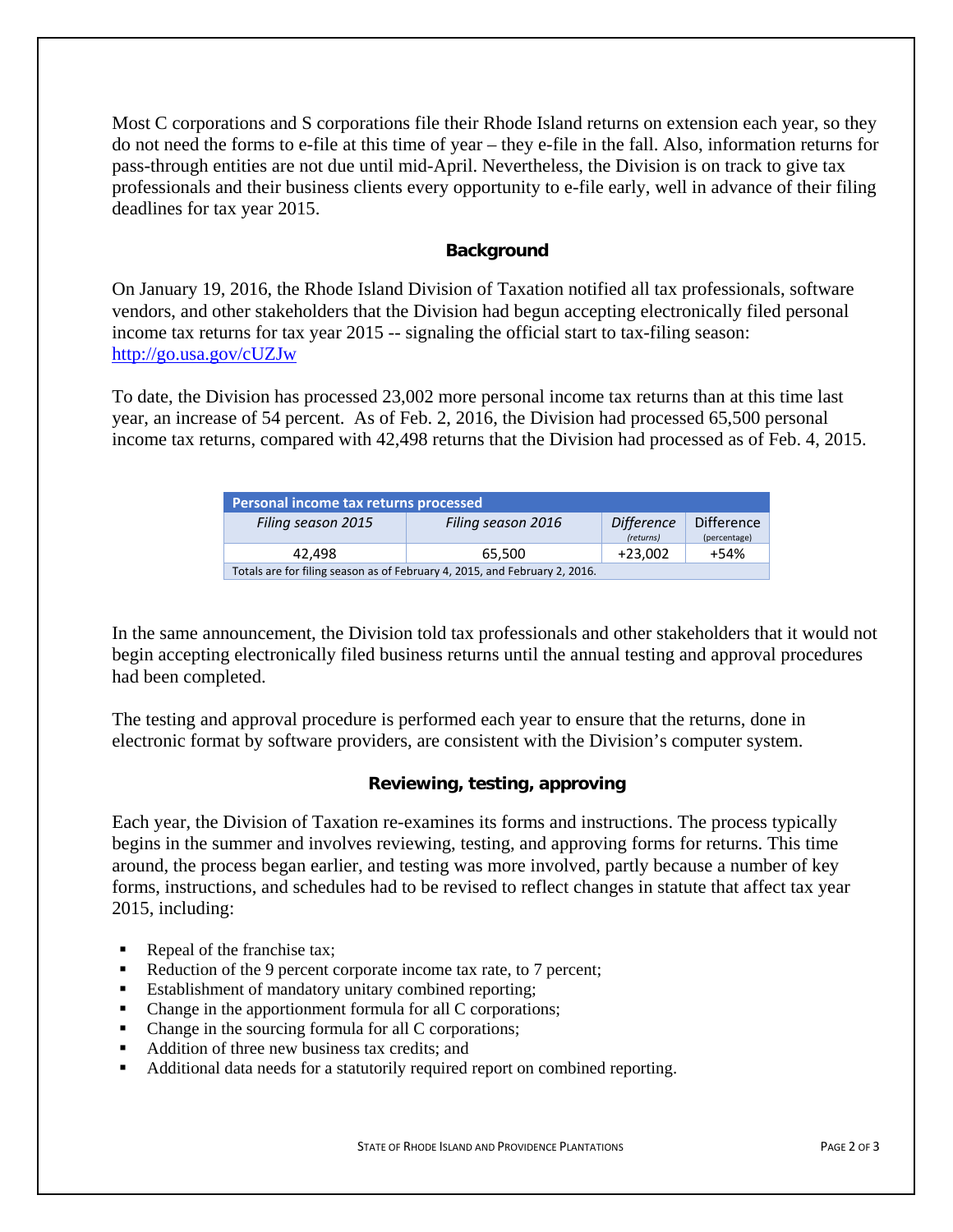Most C corporations and S corporations file their Rhode Island returns on extension each year, so they do not need the forms to e-file at this time of year – they e-file in the fall. Also, information returns for pass-through entities are not due until mid-April. Nevertheless, the Division is on track to give tax professionals and their business clients every opportunity to e-file early, well in advance of their filing deadlines for tax year 2015.

## Background

On January 19, 2016, the Rhode Island Division of Taxation notified all tax professionals, software vendors, and other stakeholders that the Division had begun accepting electronically filed personal income tax returns for tax year 2015 -- signaling the official start to tax-filing season: http://go.usa.gov/cUZJw

To date, the Division has processed 23,002 more personal income tax returns than at this time last year, an increase of 54 percent. As of Feb. 2, 2016, the Division had processed 65,500 personal income tax returns, compared with 42,498 returns that the Division had processed as of Feb. 4, 2015.

| Personal income tax returns processed | | | |
|---|---|---|---|
| *Filing season 2015* | *Filing season 2016* | *Difference* *(returns)* | Difference (percentage) |
| 42,498 | 65,500 | +23,002 | +54% |
| Totals are for filing season as of February 4, 2015, and February 2, 2016. | | | |

In the same announcement, the Division told tax professionals and other stakeholders that it would not begin accepting electronically filed business returns until the annual testing and approval procedures had been completed.

The testing and approval procedure is performed each year to ensure that the returns, done in electronic format by software providers, are consistent with the Division's computer system.

## Reviewing, testing, approving

Each year, the Division of Taxation re-examines its forms and instructions. The process typically begins in the summer and involves reviewing, testing, and approving forms for returns. This time around, the process began earlier, and testing was more involved, partly because a number of key forms, instructions, and schedules had to be revised to reflect changes in statute that affect tax year 2015, including:

- Repeal of the franchise tax;
- Reduction of the 9 percent corporate income tax rate, to 7 percent;
- Establishment of mandatory unitary combined reporting;
- Change in the apportionment formula for all C corporations;
- Change in the sourcing formula for all C corporations;
- Addition of three new business tax credits; and
- Additional data needs for a statutorily required report on combined reporting.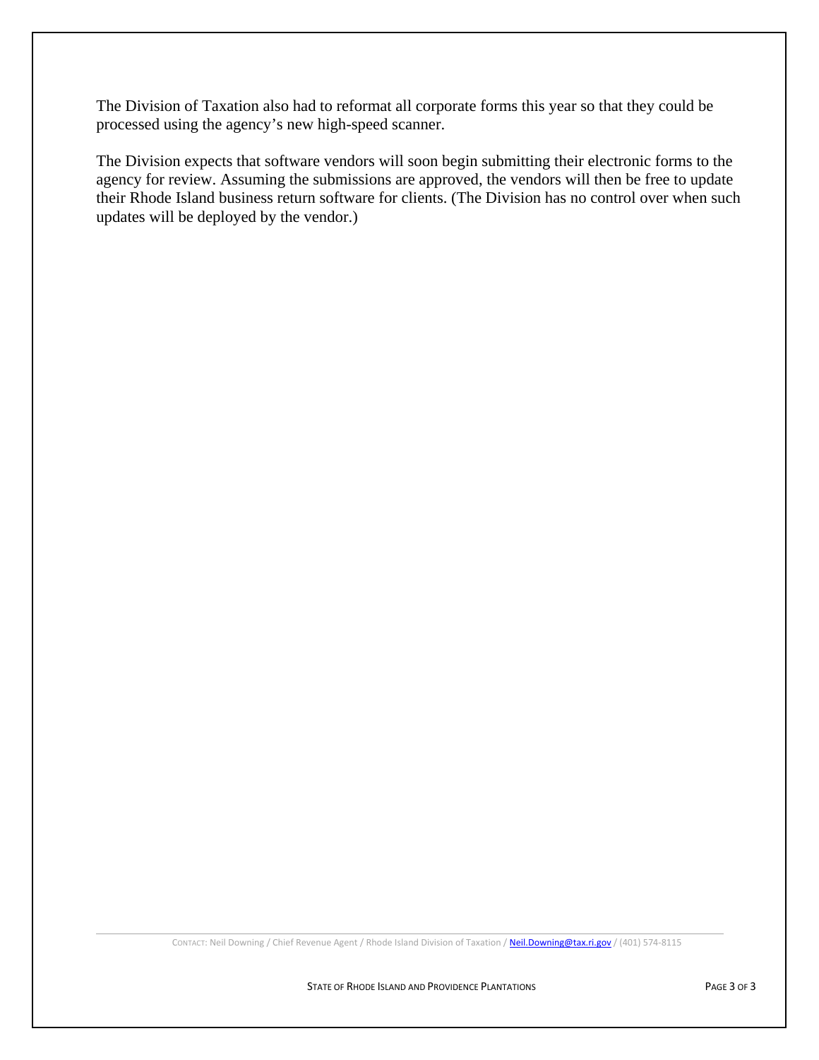The Division of Taxation also had to reformat all corporate forms this year so that they could be processed using the agency's new high-speed scanner.

The Division expects that software vendors will soon begin submitting their electronic forms to the agency for review. Assuming the submissions are approved, the vendors will then be free to update their Rhode Island business return software for clients. (The Division has no control over when such updates will be deployed by the vendor.)